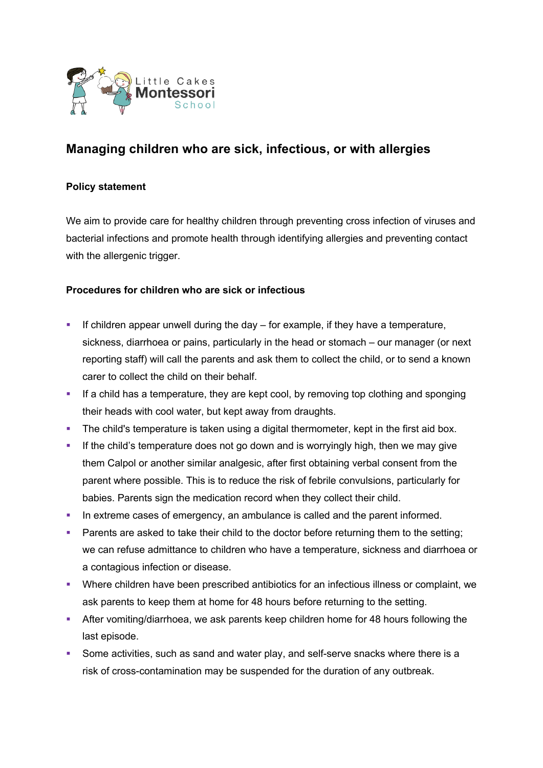# Managing children who are sick, infectious, or with allergies

## Policy statement

We aim to provide care for healthy children through preventing cross infection of viruses and bacterial infections and promote health through identifying allergies and preventing contact with the allergenic trigger.

## Procedures for children who are sick or infectious

- If children appear unwell during the day – for example, if they have a temperature, sickness, diarrhoea or pains, particularly in the head or stomach – our manager (or next reporting staff) will call the parents and ask them to collect the child, or to send a known carer to collect the child on their behalf.
- If a child has a temperature, they are kept cool, by removing top clothing and sponging their heads with cool water, but kept away from draughts.
- The child's temperature is taken using a digital thermometer, kept in the first aid box.
- If the child's temperature does not go down and is worryingly high, then we may give them Calpol or another similar analgesic, after first obtaining verbal consent from the parent where possible. This is to reduce the risk of febrile convulsions, particularly for babies. Parents sign the medication record when they collect their child.
- In extreme cases of emergency, an ambulance is called and the parent informed.
- Parents are asked to take their child to the doctor before returning them to the setting; we can refuse admittance to children who have a temperature, sickness and diarrhoea or a contagious infection or disease.
- Where children have been prescribed antibiotics for an infectious illness or complaint, we ask parents to keep them at home for 48 hours before returning to the setting.
- After vomiting/diarrhoea, we ask parents keep children home for 48 hours following the last episode.
- Some activities, such as sand and water play, and self-serve snacks where there is a risk of cross-contamination may be suspended for the duration of any outbreak.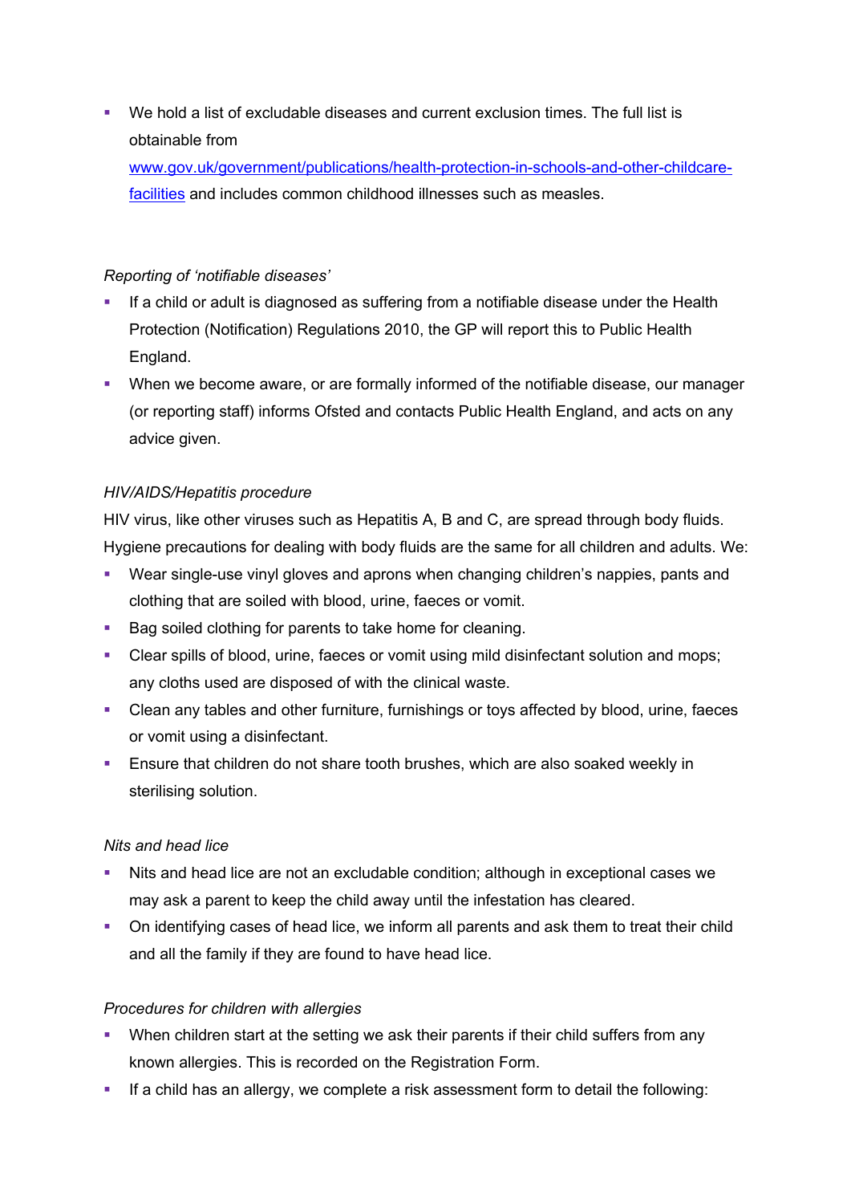- We hold a list of excludable diseases and current exclusion times. The full list is obtainable from [www.gov.uk/government/publications/health-protection-in-schools-and-other-childcare-facilities](www.gov.uk/government/publications/health-protection-in-schools-and-other-childcare-facilities) and includes common childhood illnesses such as measles.

*Reporting of 'notifiable diseases'*

- If a child or adult is diagnosed as suffering from a notifiable disease under the Health Protection (Notification) Regulations 2010, the GP will report this to Public Health England.
- When we become aware, or are formally informed of the notifiable disease, our manager (or reporting staff) informs Ofsted and contacts Public Health England, and acts on any advice given.

*HIV/AIDS/Hepatitis procedure*

HIV virus, like other viruses such as Hepatitis A, B and C, are spread through body fluids. Hygiene precautions for dealing with body fluids are the same for all children and adults. We:

- Wear single-use vinyl gloves and aprons when changing children's nappies, pants and clothing that are soiled with blood, urine, faeces or vomit.
- Bag soiled clothing for parents to take home for cleaning.
- Clear spills of blood, urine, faeces or vomit using mild disinfectant solution and mops; any cloths used are disposed of with the clinical waste.
- Clean any tables and other furniture, furnishings or toys affected by blood, urine, faeces or vomit using a disinfectant.
- Ensure that children do not share tooth brushes, which are also soaked weekly in sterilising solution.

*Nits and head lice*

- Nits and head lice are not an excludable condition; although in exceptional cases we may ask a parent to keep the child away until the infestation has cleared.
- On identifying cases of head lice, we inform all parents and ask them to treat their child and all the family if they are found to have head lice.

*Procedures for children with allergies*

- When children start at the setting we ask their parents if their child suffers from any known allergies. This is recorded on the Registration Form.
- If a child has an allergy, we complete a risk assessment form to detail the following: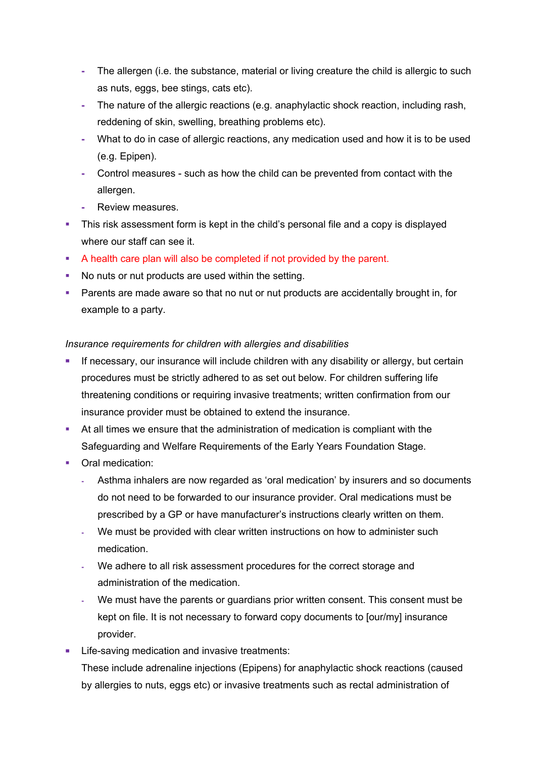- The allergen (i.e. the substance, material or living creature the child is allergic to such as nuts, eggs, bee stings, cats etc).
  - The nature of the allergic reactions (e.g. anaphylactic shock reaction, including rash, reddening of skin, swelling, breathing problems etc).
  - What to do in case of allergic reactions, any medication used and how it is to be used (e.g. Epipen).
  - Control measures - such as how the child can be prevented from contact with the allergen.
  - Review measures.
- This risk assessment form is kept in the child's personal file and a copy is displayed where our staff can see it.
- A health care plan will also be completed if not provided by the parent.
- No nuts or nut products are used within the setting.
- Parents are made aware so that no nut or nut products are accidentally brought in, for example to a party.

*Insurance requirements for children with allergies and disabilities*

- If necessary, our insurance will include children with any disability or allergy, but certain procedures must be strictly adhered to as set out below. For children suffering life threatening conditions or requiring invasive treatments; written confirmation from our insurance provider must be obtained to extend the insurance.
- At all times we ensure that the administration of medication is compliant with the Safeguarding and Welfare Requirements of the Early Years Foundation Stage.
- Oral medication:
  - Asthma inhalers are now regarded as 'oral medication' by insurers and so documents do not need to be forwarded to our insurance provider. Oral medications must be prescribed by a GP or have manufacturer's instructions clearly written on them.
  - We must be provided with clear written instructions on how to administer such medication.
  - We adhere to all risk assessment procedures for the correct storage and administration of the medication.
  - We must have the parents or guardians prior written consent. This consent must be kept on file. It is not necessary to forward copy documents to [our/my] insurance provider.
- Life-saving medication and invasive treatments:
  These include adrenaline injections (Epipens) for anaphylactic shock reactions (caused by allergies to nuts, eggs etc) or invasive treatments such as rectal administration of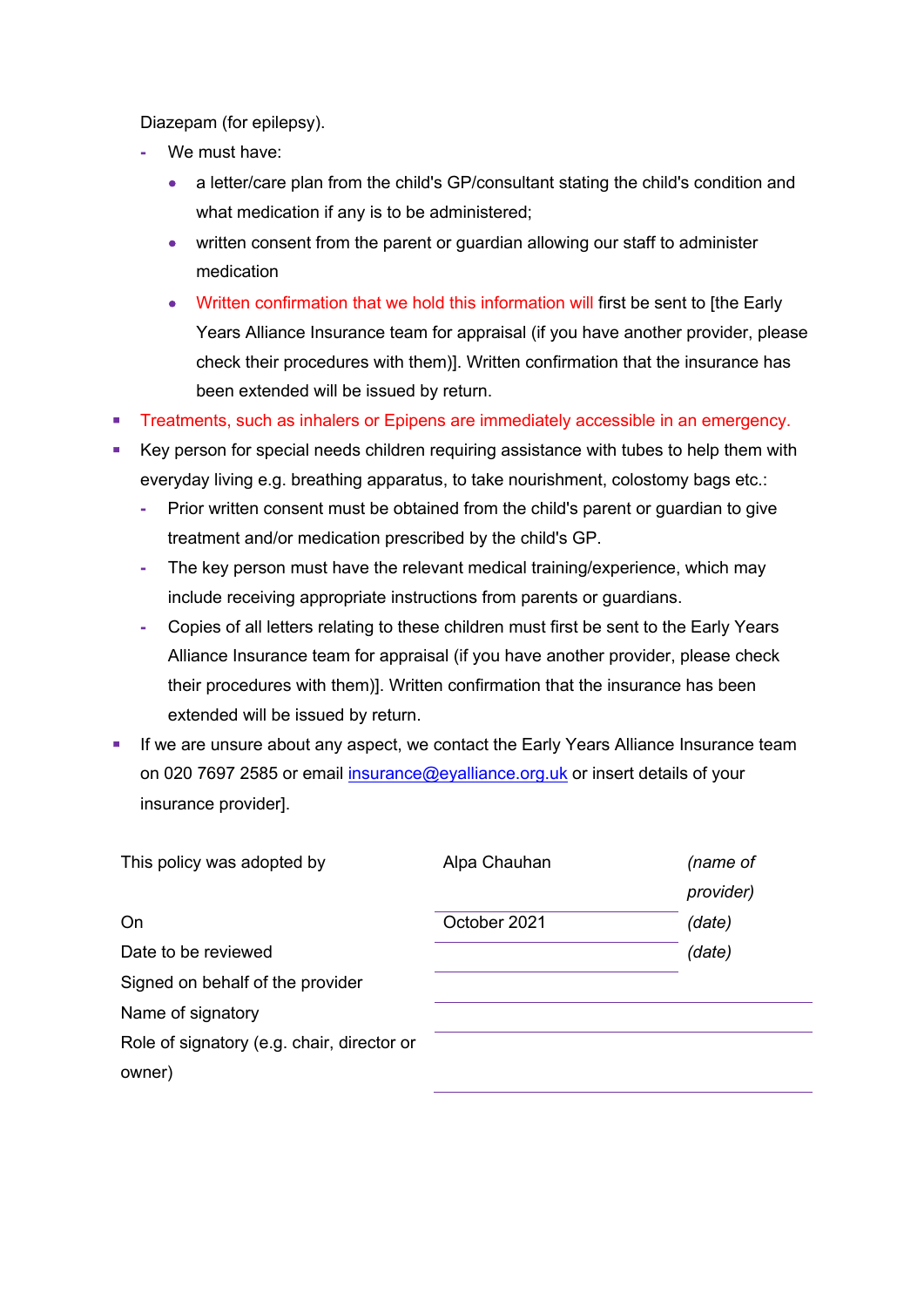Diazepam (for epilepsy).

- We must have:
    - a letter/care plan from the child's GP/consultant stating the child's condition and what medication if any is to be administered;
    - written consent from the parent or guardian allowing our staff to administer medication
    - Written confirmation that we hold this information will first be sent to [the Early Years Alliance Insurance team for appraisal (if you have another provider, please check their procedures with them)]. Written confirmation that the insurance has been extended will be issued by return.

- Treatments, such as inhalers or Epipens are immediately accessible in an emergency.
- Key person for special needs children requiring assistance with tubes to help them with everyday living e.g. breathing apparatus, to take nourishment, colostomy bags etc.:
    - Prior written consent must be obtained from the child's parent or guardian to give treatment and/or medication prescribed by the child's GP.
    - The key person must have the relevant medical training/experience, which may include receiving appropriate instructions from parents or guardians.
    - Copies of all letters relating to these children must first be sent to the Early Years Alliance Insurance team for appraisal (if you have another provider, please check their procedures with them)]. Written confirmation that the insurance has been extended will be issued by return.
- If we are unsure about any aspect, we contact the Early Years Alliance Insurance team on 020 7697 2585 or email insurance@eyalliance.org.uk or insert details of your insurance provider].

| | | |
|---|---|---|
| This policy was adopted by | Alpa Chauhan | *(name of provider)* |
| On | October 2021 | *(date)* |
| Date to be reviewed | | *(date)* |
| Signed on behalf of the provider | | |
| Name of signatory | | |
| Role of signatory (e.g. chair, director or owner) | | |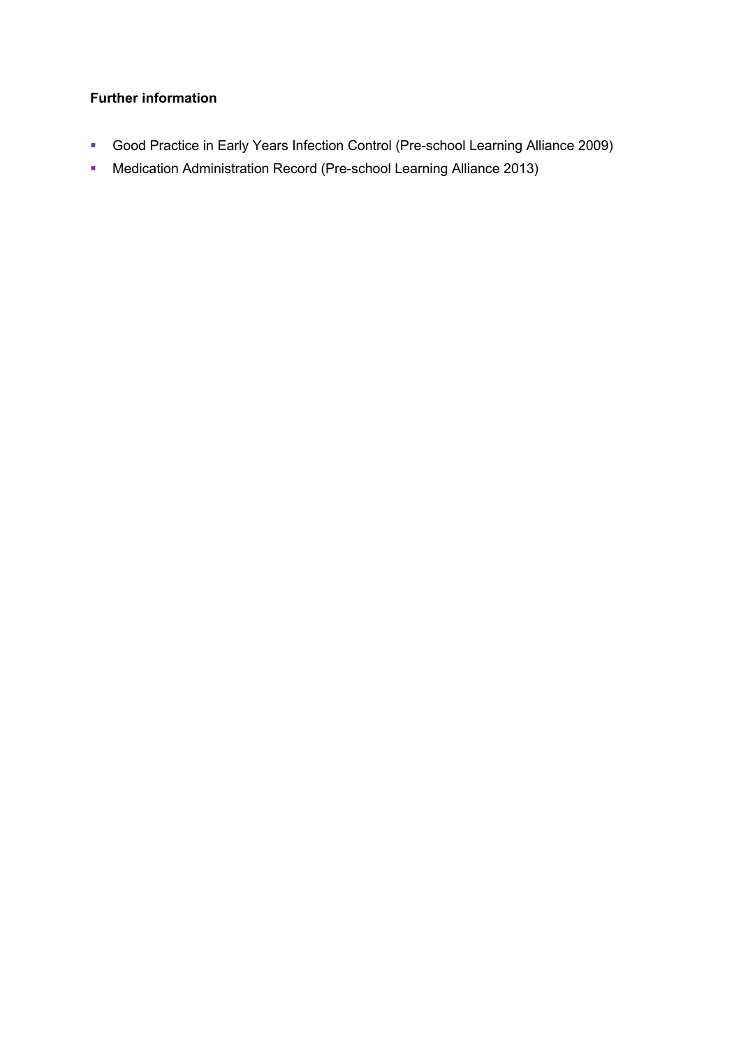**Further information**

- Good Practice in Early Years Infection Control (Pre-school Learning Alliance 2009)
- Medication Administration Record (Pre-school Learning Alliance 2013)